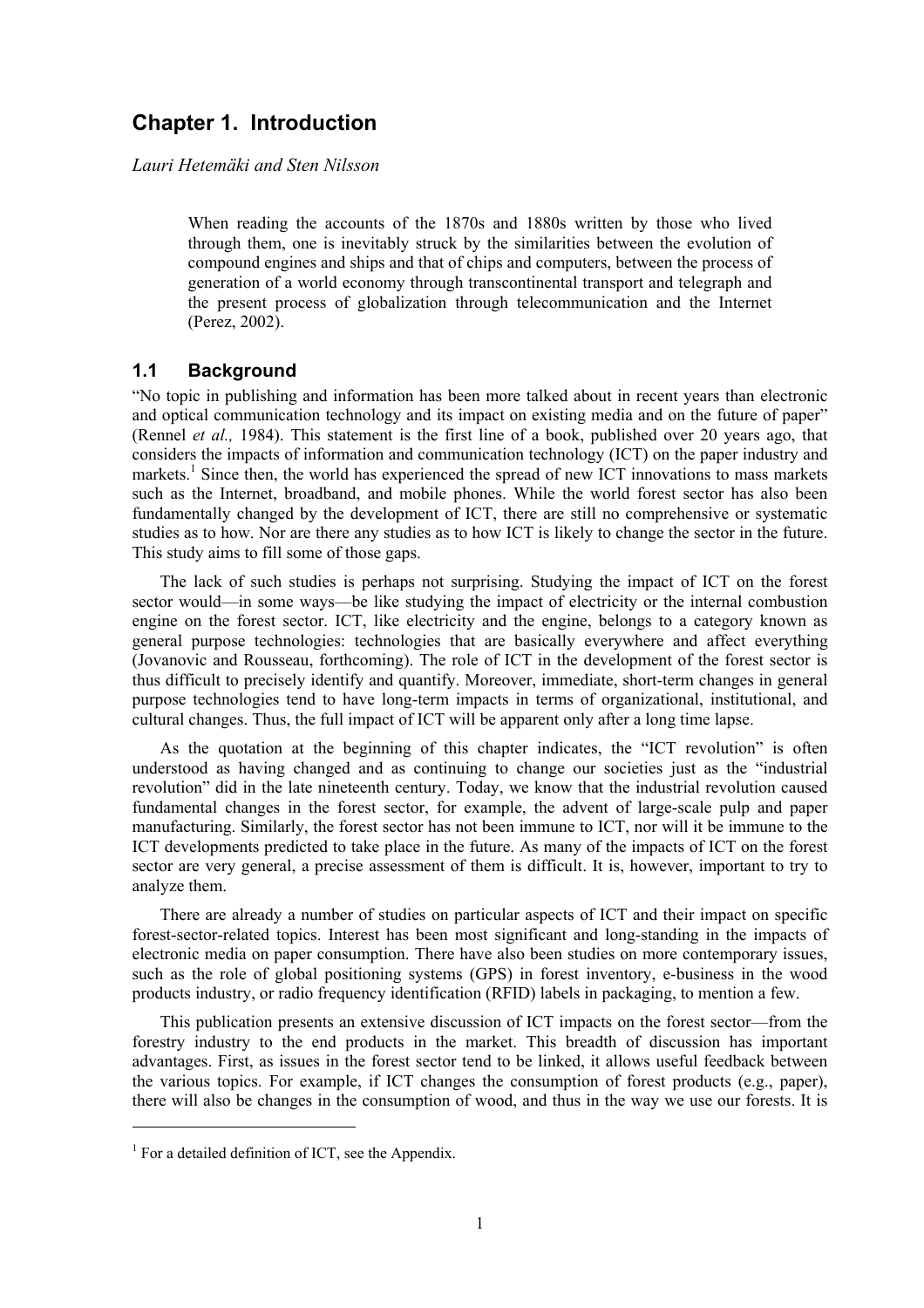# Chapter 1. Introduction

*Lauri Hetemäki and Sten Nilsson*

> When reading the accounts of the 1870s and 1880s written by those who lived through them, one is inevitably struck by the similarities between the evolution of compound engines and ships and that of chips and computers, between the process of generation of a world economy through transcontinental transport and telegraph and the present process of globalization through telecommunication and the Internet (Perez, 2002).

## 1.1 Background

"No topic in publishing and information has been more talked about in recent years than electronic and optical communication technology and its impact on existing media and on the future of paper" (Rennel *et al.,* 1984). This statement is the first line of a book, published over 20 years ago, that considers the impacts of information and communication technology (ICT) on the paper industry and markets.[1] Since then, the world has experienced the spread of new ICT innovations to mass markets such as the Internet, broadband, and mobile phones. While the world forest sector has also been fundamentally changed by the development of ICT, there are still no comprehensive or systematic studies as to how. Nor are there any studies as to how ICT is likely to change the sector in the future. This study aims to fill some of those gaps.

The lack of such studies is perhaps not surprising. Studying the impact of ICT on the forest sector would—in some ways—be like studying the impact of electricity or the internal combustion engine on the forest sector. ICT, like electricity and the engine, belongs to a category known as general purpose technologies: technologies that are basically everywhere and affect everything (Jovanovic and Rousseau, forthcoming). The role of ICT in the development of the forest sector is thus difficult to precisely identify and quantify. Moreover, immediate, short-term changes in general purpose technologies tend to have long-term impacts in terms of organizational, institutional, and cultural changes. Thus, the full impact of ICT will be apparent only after a long time lapse.

As the quotation at the beginning of this chapter indicates, the "ICT revolution" is often understood as having changed and as continuing to change our societies just as the "industrial revolution" did in the late nineteenth century. Today, we know that the industrial revolution caused fundamental changes in the forest sector, for example, the advent of large-scale pulp and paper manufacturing. Similarly, the forest sector has not been immune to ICT, nor will it be immune to the ICT developments predicted to take place in the future. As many of the impacts of ICT on the forest sector are very general, a precise assessment of them is difficult. It is, however, important to try to analyze them.

There are already a number of studies on particular aspects of ICT and their impact on specific forest-sector-related topics. Interest has been most significant and long-standing in the impacts of electronic media on paper consumption. There have also been studies on more contemporary issues, such as the role of global positioning systems (GPS) in forest inventory, e-business in the wood products industry, or radio frequency identification (RFID) labels in packaging, to mention a few.

This publication presents an extensive discussion of ICT impacts on the forest sector—from the forestry industry to the end products in the market. This breadth of discussion has important advantages. First, as issues in the forest sector tend to be linked, it allows useful feedback between the various topics. For example, if ICT changes the consumption of forest products (e.g., paper), there will also be changes in the consumption of wood, and thus in the way we use our forests. It is

---

[1] For a detailed definition of ICT, see the Appendix.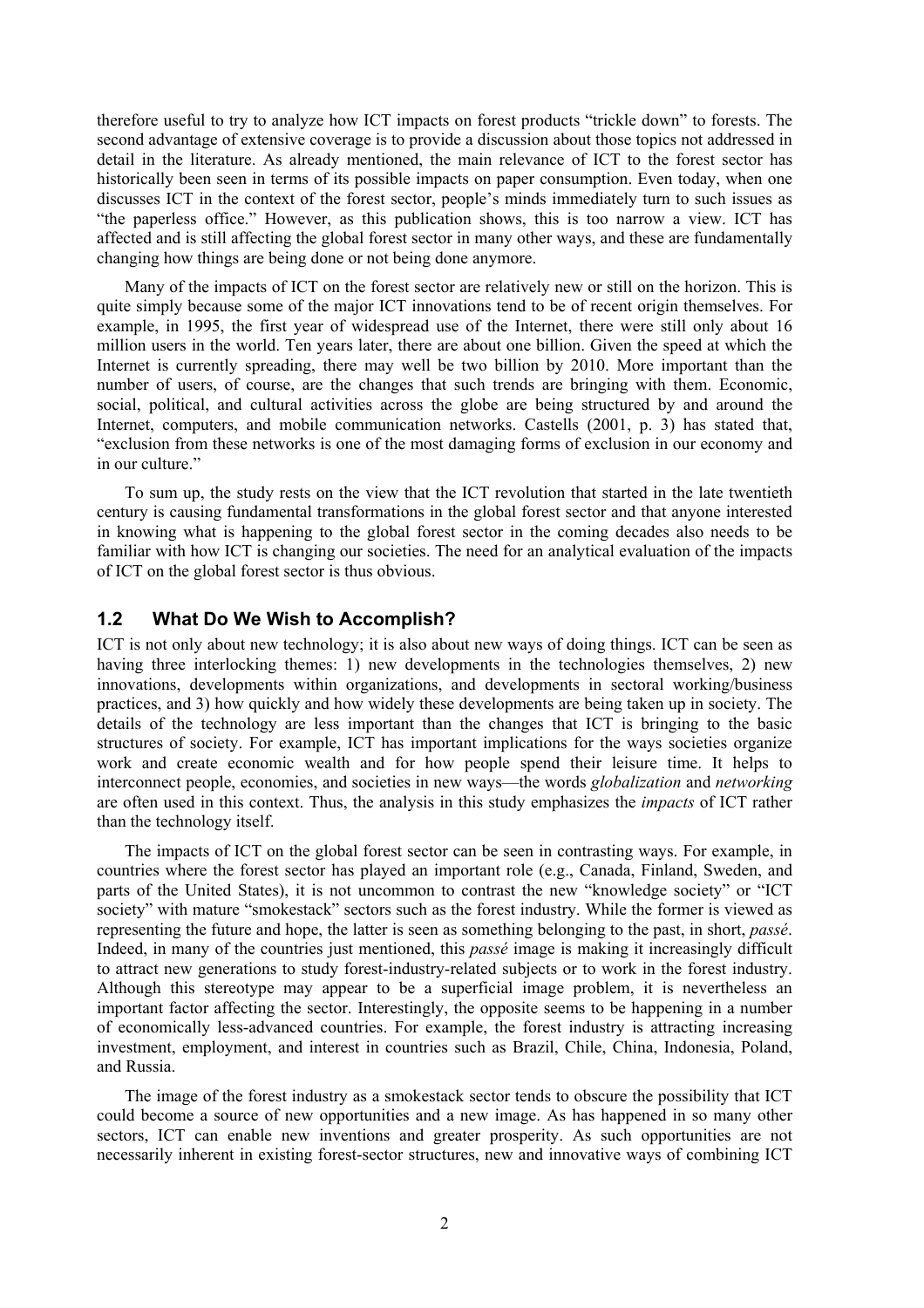therefore useful to try to analyze how ICT impacts on forest products "trickle down" to forests. The second advantage of extensive coverage is to provide a discussion about those topics not addressed in detail in the literature. As already mentioned, the main relevance of ICT to the forest sector has historically been seen in terms of its possible impacts on paper consumption. Even today, when one discusses ICT in the context of the forest sector, people's minds immediately turn to such issues as "the paperless office." However, as this publication shows, this is too narrow a view. ICT has affected and is still affecting the global forest sector in many other ways, and these are fundamentally changing how things are being done or not being done anymore.

Many of the impacts of ICT on the forest sector are relatively new or still on the horizon. This is quite simply because some of the major ICT innovations tend to be of recent origin themselves. For example, in 1995, the first year of widespread use of the Internet, there were still only about 16 million users in the world. Ten years later, there are about one billion. Given the speed at which the Internet is currently spreading, there may well be two billion by 2010. More important than the number of users, of course, are the changes that such trends are bringing with them. Economic, social, political, and cultural activities across the globe are being structured by and around the Internet, computers, and mobile communication networks. Castells (2001, p. 3) has stated that, "exclusion from these networks is one of the most damaging forms of exclusion in our economy and in our culture."

To sum up, the study rests on the view that the ICT revolution that started in the late twentieth century is causing fundamental transformations in the global forest sector and that anyone interested in knowing what is happening to the global forest sector in the coming decades also needs to be familiar with how ICT is changing our societies. The need for an analytical evaluation of the impacts of ICT on the global forest sector is thus obvious.

## 1.2 What Do We Wish to Accomplish?

ICT is not only about new technology; it is also about new ways of doing things. ICT can be seen as having three interlocking themes: 1) new developments in the technologies themselves, 2) new innovations, developments within organizations, and developments in sectoral working/business practices, and 3) how quickly and how widely these developments are being taken up in society. The details of the technology are less important than the changes that ICT is bringing to the basic structures of society. For example, ICT has important implications for the ways societies organize work and create economic wealth and for how people spend their leisure time. It helps to interconnect people, economies, and societies in new ways—the words *globalization* and *networking* are often used in this context. Thus, the analysis in this study emphasizes the *impacts* of ICT rather than the technology itself.

The impacts of ICT on the global forest sector can be seen in contrasting ways. For example, in countries where the forest sector has played an important role (e.g., Canada, Finland, Sweden, and parts of the United States), it is not uncommon to contrast the new "knowledge society" or "ICT society" with mature "smokestack" sectors such as the forest industry. While the former is viewed as representing the future and hope, the latter is seen as something belonging to the past, in short, *passé*. Indeed, in many of the countries just mentioned, this *passé* image is making it increasingly difficult to attract new generations to study forest-industry-related subjects or to work in the forest industry. Although this stereotype may appear to be a superficial image problem, it is nevertheless an important factor affecting the sector. Interestingly, the opposite seems to be happening in a number of economically less-advanced countries. For example, the forest industry is attracting increasing investment, employment, and interest in countries such as Brazil, Chile, China, Indonesia, Poland, and Russia.

The image of the forest industry as a smokestack sector tends to obscure the possibility that ICT could become a source of new opportunities and a new image. As has happened in so many other sectors, ICT can enable new inventions and greater prosperity. As such opportunities are not necessarily inherent in existing forest-sector structures, new and innovative ways of combining ICT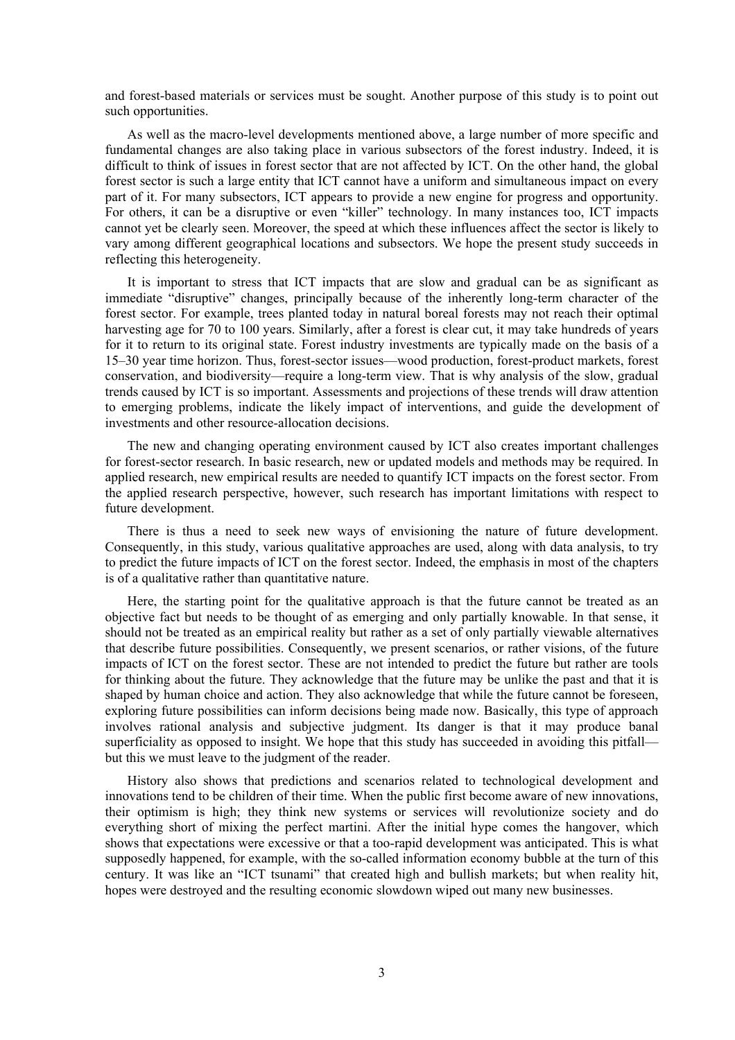and forest-based materials or services must be sought. Another purpose of this study is to point out such opportunities.

As well as the macro-level developments mentioned above, a large number of more specific and fundamental changes are also taking place in various subsectors of the forest industry. Indeed, it is difficult to think of issues in forest sector that are not affected by ICT. On the other hand, the global forest sector is such a large entity that ICT cannot have a uniform and simultaneous impact on every part of it. For many subsectors, ICT appears to provide a new engine for progress and opportunity. For others, it can be a disruptive or even "killer" technology. In many instances too, ICT impacts cannot yet be clearly seen. Moreover, the speed at which these influences affect the sector is likely to vary among different geographical locations and subsectors. We hope the present study succeeds in reflecting this heterogeneity.

It is important to stress that ICT impacts that are slow and gradual can be as significant as immediate "disruptive" changes, principally because of the inherently long-term character of the forest sector. For example, trees planted today in natural boreal forests may not reach their optimal harvesting age for 70 to 100 years. Similarly, after a forest is clear cut, it may take hundreds of years for it to return to its original state. Forest industry investments are typically made on the basis of a 15–30 year time horizon. Thus, forest-sector issues—wood production, forest-product markets, forest conservation, and biodiversity—require a long-term view. That is why analysis of the slow, gradual trends caused by ICT is so important. Assessments and projections of these trends will draw attention to emerging problems, indicate the likely impact of interventions, and guide the development of investments and other resource-allocation decisions.

The new and changing operating environment caused by ICT also creates important challenges for forest-sector research. In basic research, new or updated models and methods may be required. In applied research, new empirical results are needed to quantify ICT impacts on the forest sector. From the applied research perspective, however, such research has important limitations with respect to future development.

There is thus a need to seek new ways of envisioning the nature of future development. Consequently, in this study, various qualitative approaches are used, along with data analysis, to try to predict the future impacts of ICT on the forest sector. Indeed, the emphasis in most of the chapters is of a qualitative rather than quantitative nature.

Here, the starting point for the qualitative approach is that the future cannot be treated as an objective fact but needs to be thought of as emerging and only partially knowable. In that sense, it should not be treated as an empirical reality but rather as a set of only partially viewable alternatives that describe future possibilities. Consequently, we present scenarios, or rather visions, of the future impacts of ICT on the forest sector. These are not intended to predict the future but rather are tools for thinking about the future. They acknowledge that the future may be unlike the past and that it is shaped by human choice and action. They also acknowledge that while the future cannot be foreseen, exploring future possibilities can inform decisions being made now. Basically, this type of approach involves rational analysis and subjective judgment. Its danger is that it may produce banal superficiality as opposed to insight. We hope that this study has succeeded in avoiding this pitfall—but this we must leave to the judgment of the reader.

History also shows that predictions and scenarios related to technological development and innovations tend to be children of their time. When the public first become aware of new innovations, their optimism is high; they think new systems or services will revolutionize society and do everything short of mixing the perfect martini. After the initial hype comes the hangover, which shows that expectations were excessive or that a too-rapid development was anticipated. This is what supposedly happened, for example, with the so-called information economy bubble at the turn of this century. It was like an "ICT tsunami" that created high and bullish markets; but when reality hit, hopes were destroyed and the resulting economic slowdown wiped out many new businesses.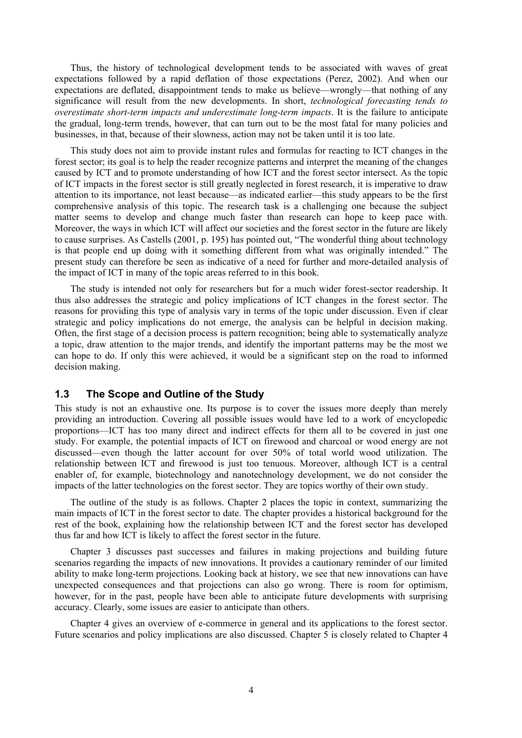Thus, the history of technological development tends to be associated with waves of great expectations followed by a rapid deflation of those expectations (Perez, 2002). And when our expectations are deflated, disappointment tends to make us believe—wrongly—that nothing of any significance will result from the new developments. In short, *technological forecasting tends to overestimate short-term impacts and underestimate long-term impacts*. It is the failure to anticipate the gradual, long-term trends, however, that can turn out to be the most fatal for many policies and businesses, in that, because of their slowness, action may not be taken until it is too late.

This study does not aim to provide instant rules and formulas for reacting to ICT changes in the forest sector; its goal is to help the reader recognize patterns and interpret the meaning of the changes caused by ICT and to promote understanding of how ICT and the forest sector intersect. As the topic of ICT impacts in the forest sector is still greatly neglected in forest research, it is imperative to draw attention to its importance, not least because—as indicated earlier—this study appears to be the first comprehensive analysis of this topic. The research task is a challenging one because the subject matter seems to develop and change much faster than research can hope to keep pace with. Moreover, the ways in which ICT will affect our societies and the forest sector in the future are likely to cause surprises. As Castells (2001, p. 195) has pointed out, "The wonderful thing about technology is that people end up doing with it something different from what was originally intended." The present study can therefore be seen as indicative of a need for further and more-detailed analysis of the impact of ICT in many of the topic areas referred to in this book.

The study is intended not only for researchers but for a much wider forest-sector readership. It thus also addresses the strategic and policy implications of ICT changes in the forest sector. The reasons for providing this type of analysis vary in terms of the topic under discussion. Even if clear strategic and policy implications do not emerge, the analysis can be helpful in decision making. Often, the first stage of a decision process is pattern recognition; being able to systematically analyze a topic, draw attention to the major trends, and identify the important patterns may be the most we can hope to do. If only this were achieved, it would be a significant step on the road to informed decision making.

## 1.3 The Scope and Outline of the Study

This study is not an exhaustive one. Its purpose is to cover the issues more deeply than merely providing an introduction. Covering all possible issues would have led to a work of encyclopedic proportions—ICT has too many direct and indirect effects for them all to be covered in just one study. For example, the potential impacts of ICT on firewood and charcoal or wood energy are not discussed—even though the latter account for over 50% of total world wood utilization. The relationship between ICT and firewood is just too tenuous. Moreover, although ICT is a central enabler of, for example, biotechnology and nanotechnology development, we do not consider the impacts of the latter technologies on the forest sector. They are topics worthy of their own study.

The outline of the study is as follows. Chapter 2 places the topic in context, summarizing the main impacts of ICT in the forest sector to date. The chapter provides a historical background for the rest of the book, explaining how the relationship between ICT and the forest sector has developed thus far and how ICT is likely to affect the forest sector in the future.

Chapter 3 discusses past successes and failures in making projections and building future scenarios regarding the impacts of new innovations. It provides a cautionary reminder of our limited ability to make long-term projections. Looking back at history, we see that new innovations can have unexpected consequences and that projections can also go wrong. There is room for optimism, however, for in the past, people have been able to anticipate future developments with surprising accuracy. Clearly, some issues are easier to anticipate than others.

Chapter 4 gives an overview of e-commerce in general and its applications to the forest sector. Future scenarios and policy implications are also discussed. Chapter 5 is closely related to Chapter 4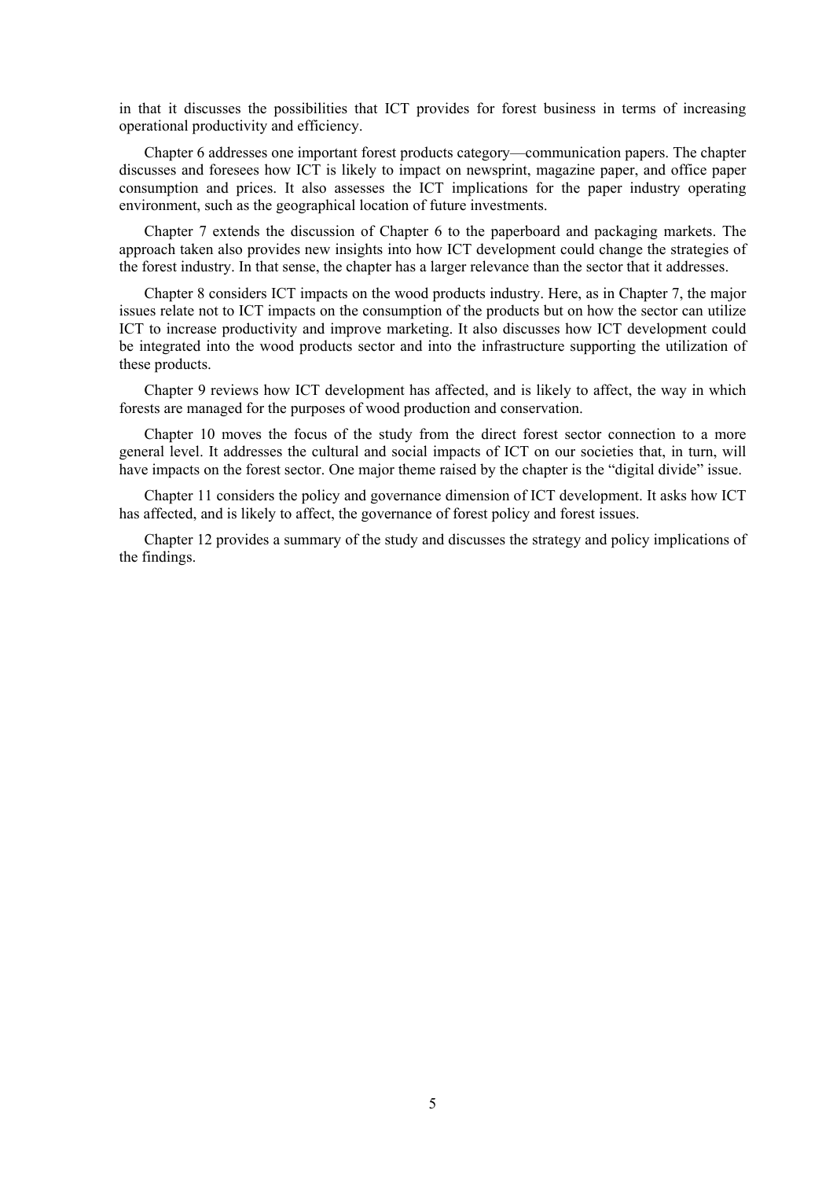in that it discusses the possibilities that ICT provides for forest business in terms of increasing operational productivity and efficiency.

Chapter 6 addresses one important forest products category—communication papers. The chapter discusses and foresees how ICT is likely to impact on newsprint, magazine paper, and office paper consumption and prices. It also assesses the ICT implications for the paper industry operating environment, such as the geographical location of future investments.

Chapter 7 extends the discussion of Chapter 6 to the paperboard and packaging markets. The approach taken also provides new insights into how ICT development could change the strategies of the forest industry. In that sense, the chapter has a larger relevance than the sector that it addresses.

Chapter 8 considers ICT impacts on the wood products industry. Here, as in Chapter 7, the major issues relate not to ICT impacts on the consumption of the products but on how the sector can utilize ICT to increase productivity and improve marketing. It also discusses how ICT development could be integrated into the wood products sector and into the infrastructure supporting the utilization of these products.

Chapter 9 reviews how ICT development has affected, and is likely to affect, the way in which forests are managed for the purposes of wood production and conservation.

Chapter 10 moves the focus of the study from the direct forest sector connection to a more general level. It addresses the cultural and social impacts of ICT on our societies that, in turn, will have impacts on the forest sector. One major theme raised by the chapter is the "digital divide" issue.

Chapter 11 considers the policy and governance dimension of ICT development. It asks how ICT has affected, and is likely to affect, the governance of forest policy and forest issues.

Chapter 12 provides a summary of the study and discusses the strategy and policy implications of the findings.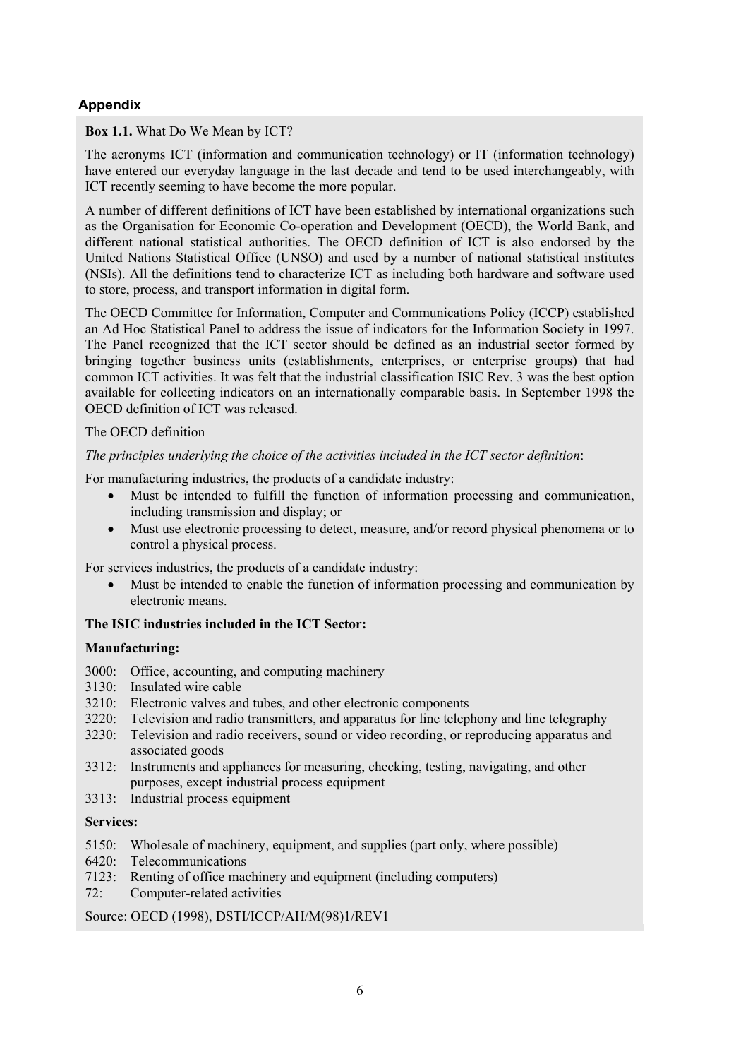## Appendix

**Box 1.1.** What Do We Mean by ICT?

The acronyms ICT (information and communication technology) or IT (information technology) have entered our everyday language in the last decade and tend to be used interchangeably, with ICT recently seeming to have become the more popular.

A number of different definitions of ICT have been established by international organizations such as the Organisation for Economic Co-operation and Development (OECD), the World Bank, and different national statistical authorities. The OECD definition of ICT is also endorsed by the United Nations Statistical Office (UNSO) and used by a number of national statistical institutes (NSIs). All the definitions tend to characterize ICT as including both hardware and software used to store, process, and transport information in digital form.

The OECD Committee for Information, Computer and Communications Policy (ICCP) established an Ad Hoc Statistical Panel to address the issue of indicators for the Information Society in 1997. The Panel recognized that the ICT sector should be defined as an industrial sector formed by bringing together business units (establishments, enterprises, or enterprise groups) that had common ICT activities. It was felt that the industrial classification ISIC Rev. 3 was the best option available for collecting indicators on an internationally comparable basis. In September 1998 the OECD definition of ICT was released.

<u>The OECD definition</u>

*The principles underlying the choice of the activities included in the ICT sector definition*:

For manufacturing industries, the products of a candidate industry:

- Must be intended to fulfill the function of information processing and communication, including transmission and display; or
- Must use electronic processing to detect, measure, and/or record physical phenomena or to control a physical process.

For services industries, the products of a candidate industry:

- Must be intended to enable the function of information processing and communication by electronic means.

**The ISIC industries included in the ICT Sector:**

**Manufacturing:**

3000: Office, accounting, and computing machinery
3130: Insulated wire cable
3210: Electronic valves and tubes, and other electronic components
3220: Television and radio transmitters, and apparatus for line telephony and line telegraphy
3230: Television and radio receivers, sound or video recording, or reproducing apparatus and associated goods
3312: Instruments and appliances for measuring, checking, testing, navigating, and other purposes, except industrial process equipment
3313: Industrial process equipment

**Services:**

5150: Wholesale of machinery, equipment, and supplies (part only, where possible)
6420: Telecommunications
7123: Renting of office machinery and equipment (including computers)
72: Computer-related activities

Source: OECD (1998), DSTI/ICCP/AH/M(98)1/REV1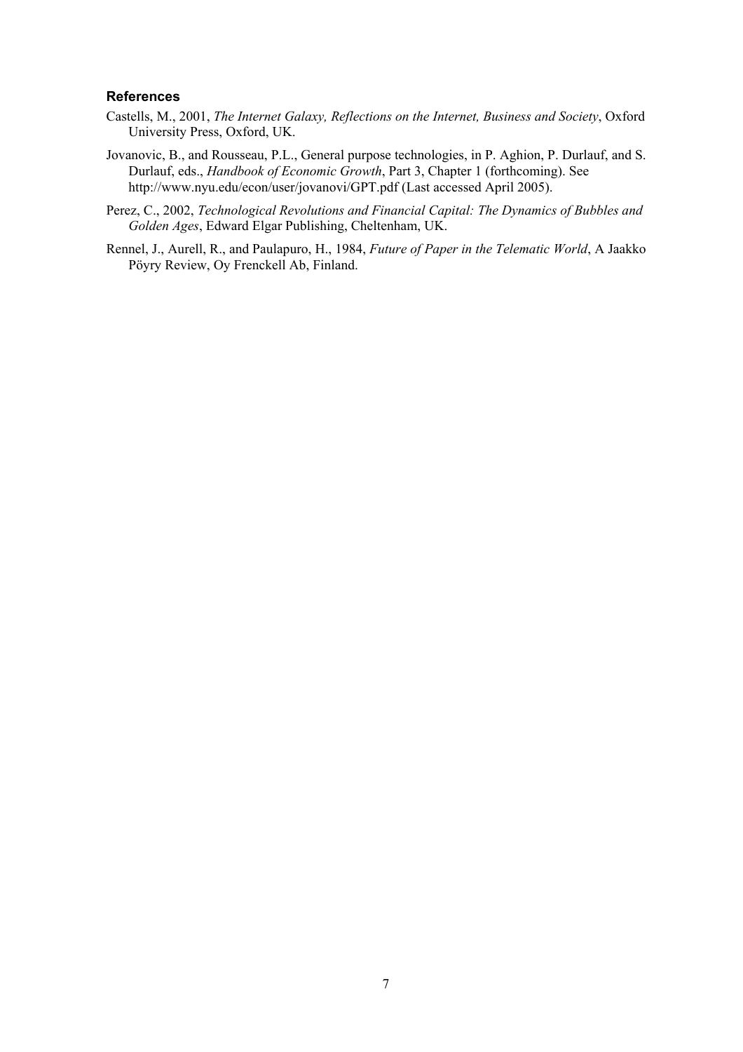### References

Castells, M., 2001, *The Internet Galaxy, Reflections on the Internet, Business and Society*, Oxford University Press, Oxford, UK.

Jovanovic, B., and Rousseau, P.L., General purpose technologies, in P. Aghion, P. Durlauf, and S. Durlauf, eds., *Handbook of Economic Growth*, Part 3, Chapter 1 (forthcoming). See http://www.nyu.edu/econ/user/jovanovi/GPT.pdf (Last accessed April 2005).

Perez, C., 2002, *Technological Revolutions and Financial Capital: The Dynamics of Bubbles and Golden Ages*, Edward Elgar Publishing, Cheltenham, UK.

Rennel, J., Aurell, R., and Paulapuro, H., 1984, *Future of Paper in the Telematic World*, A Jaakko Pöyry Review, Oy Frenckell Ab, Finland.